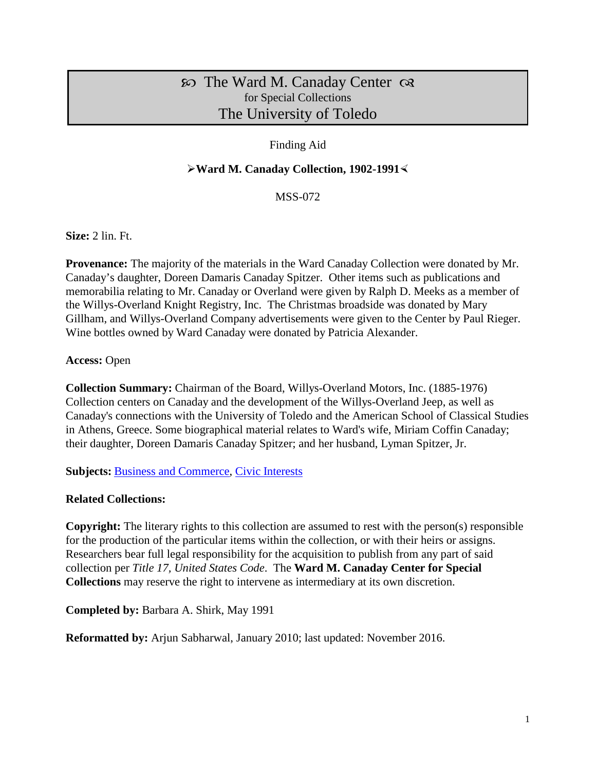# ꕤ The Ward M. Canaday Center ꕤ
## for Special Collections
## The University of Toledo

Finding Aid

**➢Ward M. Canaday Collection, 1902-1991⋖**

MSS-072

**Size:** 2 lin. Ft.

**Provenance:** The majority of the materials in the Ward Canaday Collection were donated by Mr. Canaday's daughter, Doreen Damaris Canaday Spitzer. Other items such as publications and memorabilia relating to Mr. Canaday or Overland were given by Ralph D. Meeks as a member of the Willys-Overland Knight Registry, Inc. The Christmas broadside was donated by Mary Gillham, and Willys-Overland Company advertisements were given to the Center by Paul Rieger. Wine bottles owned by Ward Canaday were donated by Patricia Alexander.

**Access:** Open

**Collection Summary:** Chairman of the Board, Willys-Overland Motors, Inc. (1885-1976) Collection centers on Canaday and the development of the Willys-Overland Jeep, as well as Canaday's connections with the University of Toledo and the American School of Classical Studies in Athens, Greece. Some biographical material relates to Ward's wife, Miriam Coffin Canaday; their daughter, Doreen Damaris Canaday Spitzer; and her husband, Lyman Spitzer, Jr.

**Subjects:** Business and Commerce, Civic Interests

**Related Collections:**

**Copyright:** The literary rights to this collection are assumed to rest with the person(s) responsible for the production of the particular items within the collection, or with their heirs or assigns. Researchers bear full legal responsibility for the acquisition to publish from any part of said collection per *Title 17, United States Code*. The **Ward M. Canaday Center for Special Collections** may reserve the right to intervene as intermediary at its own discretion.

**Completed by:** Barbara A. Shirk, May 1991

**Reformatted by:** Arjun Sabharwal, January 2010; last updated: November 2016.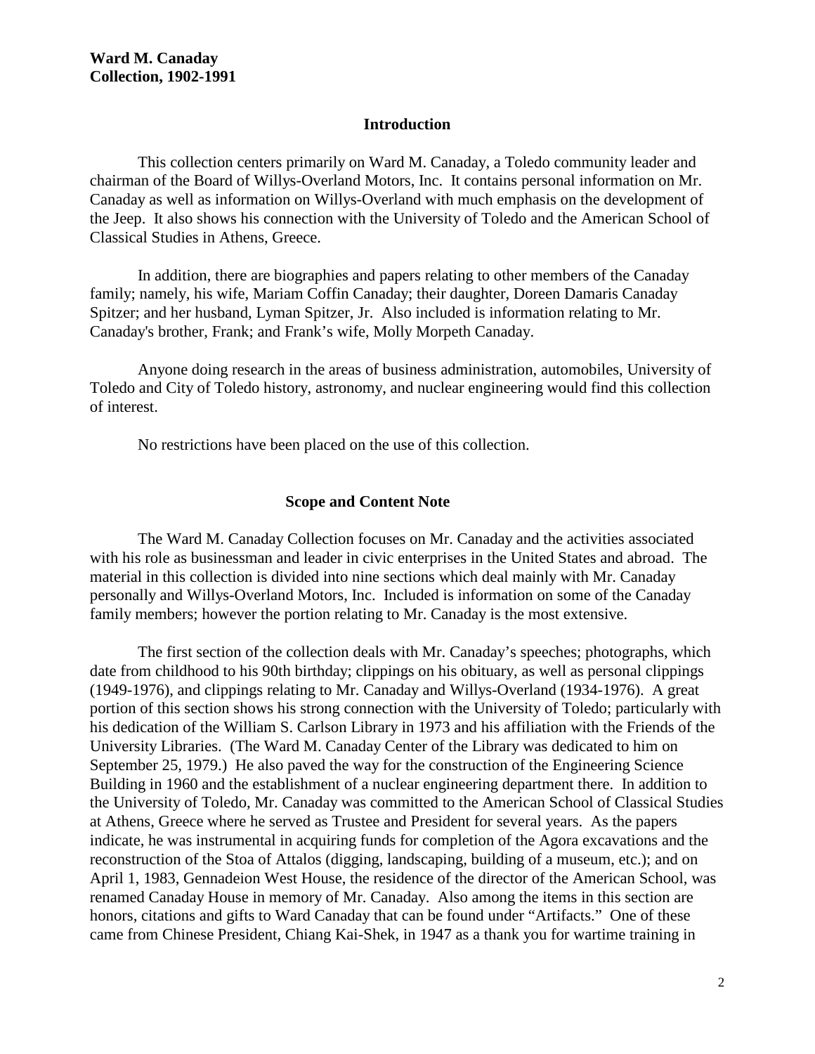**Ward M. Canaday**
**Collection, 1902-1991**

## Introduction

This collection centers primarily on Ward M. Canaday, a Toledo community leader and chairman of the Board of Willys-Overland Motors, Inc. It contains personal information on Mr. Canaday as well as information on Willys-Overland with much emphasis on the development of the Jeep. It also shows his connection with the University of Toledo and the American School of Classical Studies in Athens, Greece.

In addition, there are biographies and papers relating to other members of the Canaday family; namely, his wife, Mariam Coffin Canaday; their daughter, Doreen Damaris Canaday Spitzer; and her husband, Lyman Spitzer, Jr. Also included is information relating to Mr. Canaday's brother, Frank; and Frank's wife, Molly Morpeth Canaday.

Anyone doing research in the areas of business administration, automobiles, University of Toledo and City of Toledo history, astronomy, and nuclear engineering would find this collection of interest.

No restrictions have been placed on the use of this collection.

## Scope and Content Note

The Ward M. Canaday Collection focuses on Mr. Canaday and the activities associated with his role as businessman and leader in civic enterprises in the United States and abroad. The material in this collection is divided into nine sections which deal mainly with Mr. Canaday personally and Willys-Overland Motors, Inc. Included is information on some of the Canaday family members; however the portion relating to Mr. Canaday is the most extensive.

The first section of the collection deals with Mr. Canaday's speeches; photographs, which date from childhood to his 90th birthday; clippings on his obituary, as well as personal clippings (1949-1976), and clippings relating to Mr. Canaday and Willys-Overland (1934-1976). A great portion of this section shows his strong connection with the University of Toledo; particularly with his dedication of the William S. Carlson Library in 1973 and his affiliation with the Friends of the University Libraries. (The Ward M. Canaday Center of the Library was dedicated to him on September 25, 1979.) He also paved the way for the construction of the Engineering Science Building in 1960 and the establishment of a nuclear engineering department there. In addition to the University of Toledo, Mr. Canaday was committed to the American School of Classical Studies at Athens, Greece where he served as Trustee and President for several years. As the papers indicate, he was instrumental in acquiring funds for completion of the Agora excavations and the reconstruction of the Stoa of Attalos (digging, landscaping, building of a museum, etc.); and on April 1, 1983, Gennadeion West House, the residence of the director of the American School, was renamed Canaday House in memory of Mr. Canaday. Also among the items in this section are honors, citations and gifts to Ward Canaday that can be found under "Artifacts." One of these came from Chinese President, Chiang Kai-Shek, in 1947 as a thank you for wartime training in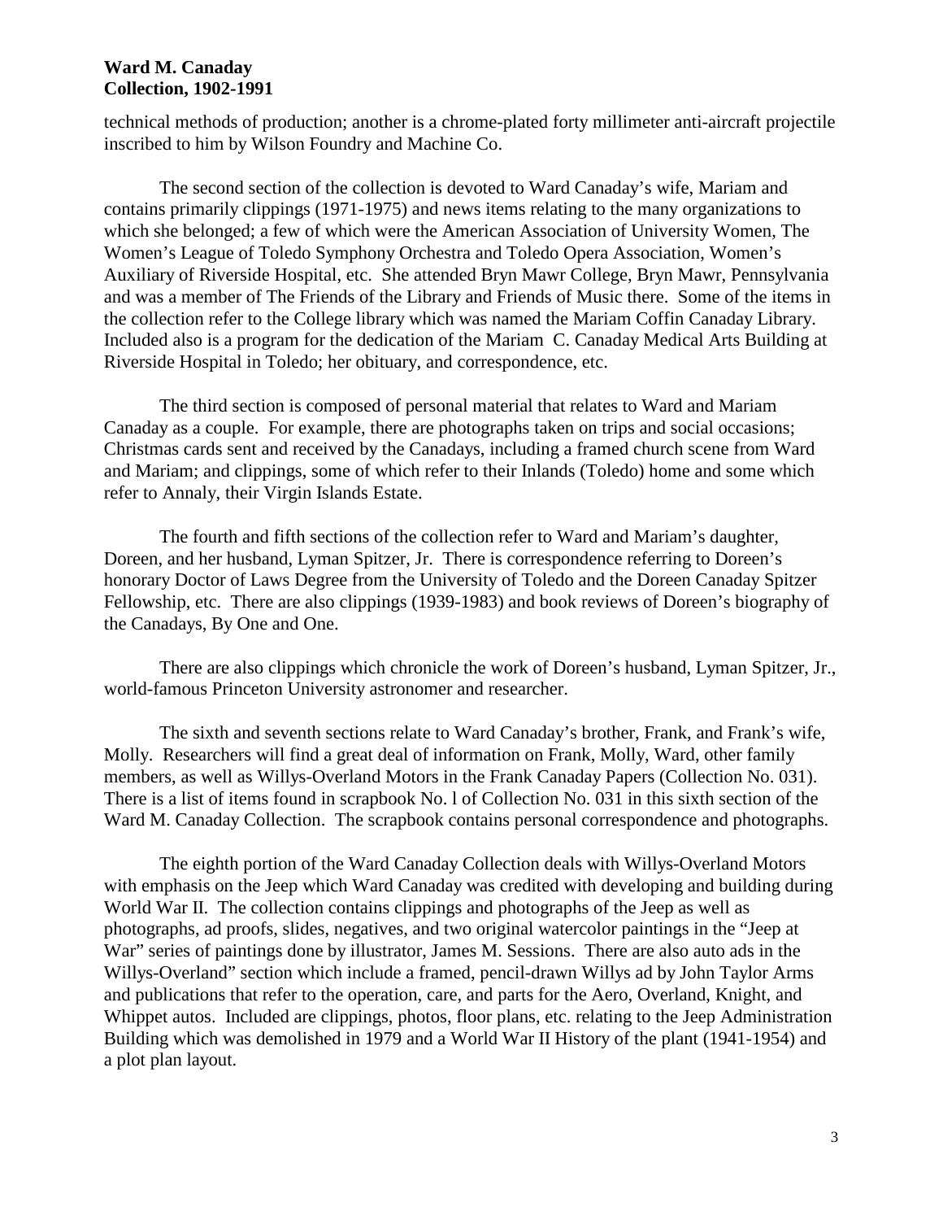technical methods of production; another is a chrome-plated forty millimeter anti-aircraft projectile inscribed to him by Wilson Foundry and Machine Co.

The second section of the collection is devoted to Ward Canaday's wife, Mariam and contains primarily clippings (1971-1975) and news items relating to the many organizations to which she belonged; a few of which were the American Association of University Women, The Women's League of Toledo Symphony Orchestra and Toledo Opera Association, Women's Auxiliary of Riverside Hospital, etc. She attended Bryn Mawr College, Bryn Mawr, Pennsylvania and was a member of The Friends of the Library and Friends of Music there. Some of the items in the collection refer to the College library which was named the Mariam Coffin Canaday Library. Included also is a program for the dedication of the Mariam C. Canaday Medical Arts Building at Riverside Hospital in Toledo; her obituary, and correspondence, etc.

The third section is composed of personal material that relates to Ward and Mariam Canaday as a couple. For example, there are photographs taken on trips and social occasions; Christmas cards sent and received by the Canadays, including a framed church scene from Ward and Mariam; and clippings, some of which refer to their Inlands (Toledo) home and some which refer to Annaly, their Virgin Islands Estate.

The fourth and fifth sections of the collection refer to Ward and Mariam's daughter, Doreen, and her husband, Lyman Spitzer, Jr. There is correspondence referring to Doreen's honorary Doctor of Laws Degree from the University of Toledo and the Doreen Canaday Spitzer Fellowship, etc. There are also clippings (1939-1983) and book reviews of Doreen's biography of the Canadays, By One and One.

There are also clippings which chronicle the work of Doreen's husband, Lyman Spitzer, Jr., world-famous Princeton University astronomer and researcher.

The sixth and seventh sections relate to Ward Canaday's brother, Frank, and Frank's wife, Molly. Researchers will find a great deal of information on Frank, Molly, Ward, other family members, as well as Willys-Overland Motors in the Frank Canaday Papers (Collection No. 031). There is a list of items found in scrapbook No. l of Collection No. 031 in this sixth section of the Ward M. Canaday Collection. The scrapbook contains personal correspondence and photographs.

The eighth portion of the Ward Canaday Collection deals with Willys-Overland Motors with emphasis on the Jeep which Ward Canaday was credited with developing and building during World War II. The collection contains clippings and photographs of the Jeep as well as photographs, ad proofs, slides, negatives, and two original watercolor paintings in the "Jeep at War" series of paintings done by illustrator, James M. Sessions. There are also auto ads in the Willys-Overland" section which include a framed, pencil-drawn Willys ad by John Taylor Arms and publications that refer to the operation, care, and parts for the Aero, Overland, Knight, and Whippet autos. Included are clippings, photos, floor plans, etc. relating to the Jeep Administration Building which was demolished in 1979 and a World War II History of the plant (1941-1954) and a plot plan layout.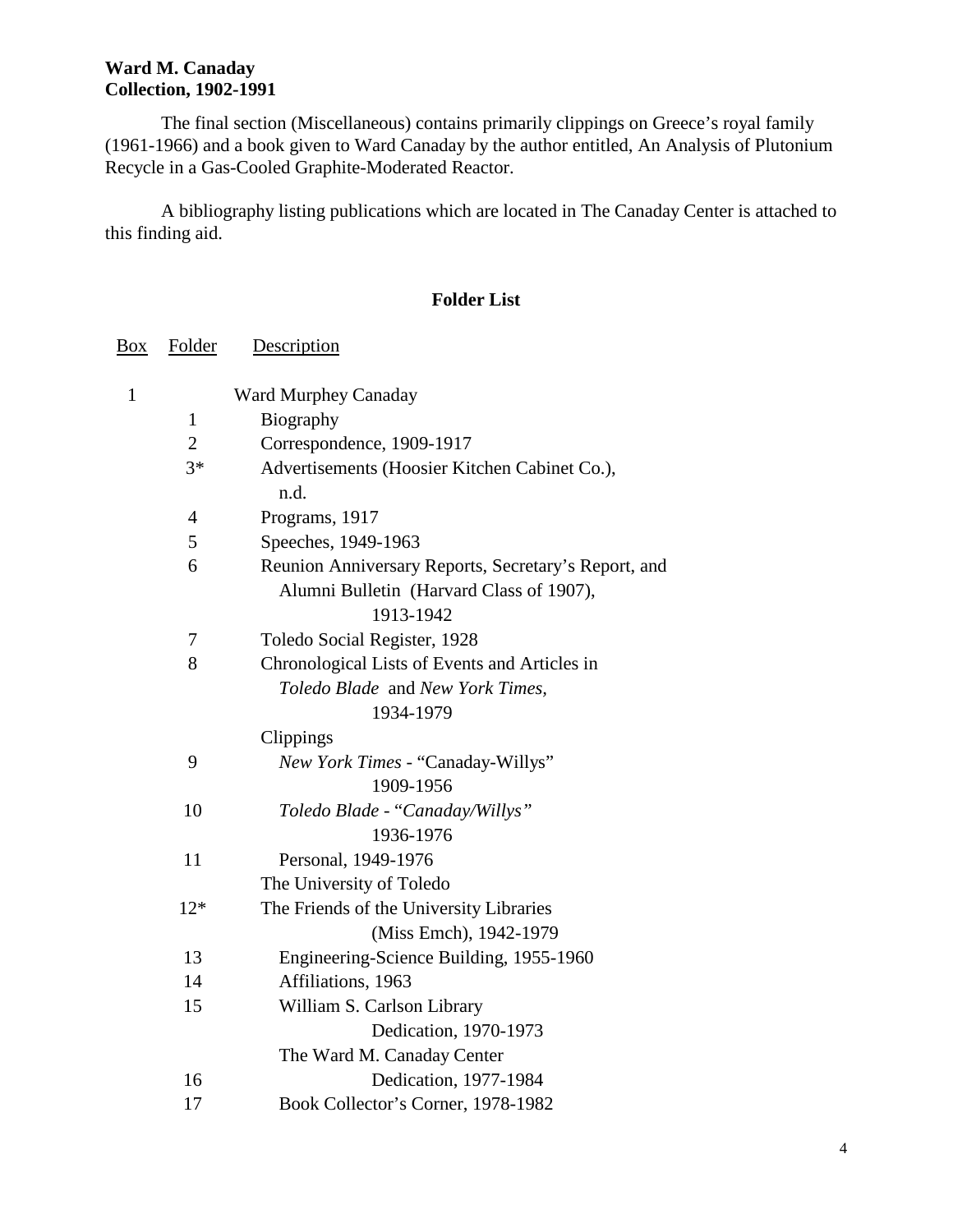**Ward M. Canaday**
**Collection, 1902-1991**

The final section (Miscellaneous) contains primarily clippings on Greece's royal family (1961-1966) and a book given to Ward Canaday by the author entitled, An Analysis of Plutonium Recycle in a Gas-Cooled Graphite-Moderated Reactor.

A bibliography listing publications which are located in The Canaday Center is attached to this finding aid.

## Folder List

| Box | Folder | Description |
|---|---|---|
| 1 | | Ward Murphey Canaday |
| | 1 | Biography |
| | 2 | Correspondence, 1909-1917 |
| | 3* | Advertisements (Hoosier Kitchen Cabinet Co.), n.d. |
| | 4 | Programs, 1917 |
| | 5 | Speeches, 1949-1963 |
| | 6 | Reunion Anniversary Reports, Secretary's Report, and Alumni Bulletin (Harvard Class of 1907), 1913-1942 |
| | 7 | Toledo Social Register, 1928 |
| | 8 | Chronological Lists of Events and Articles in *Toledo Blade* and *New York Times*, 1934-1979 |
| | | Clippings |
| | 9 | *New York Times* - "Canaday-Willys" 1909-1956 |
| | 10 | *Toledo Blade* - "*Canaday/Willys*" 1936-1976 |
| | 11 | Personal, 1949-1976 |
| | | The University of Toledo |
| | 12* | The Friends of the University Libraries (Miss Emch), 1942-1979 |
| | 13 | Engineering-Science Building, 1955-1960 |
| | 14 | Affiliations, 1963 |
| | 15 | William S. Carlson Library Dedication, 1970-1973 |
| | | The Ward M. Canaday Center |
| | 16 | Dedication, 1977-1984 |
| | 17 | Book Collector's Corner, 1978-1982 |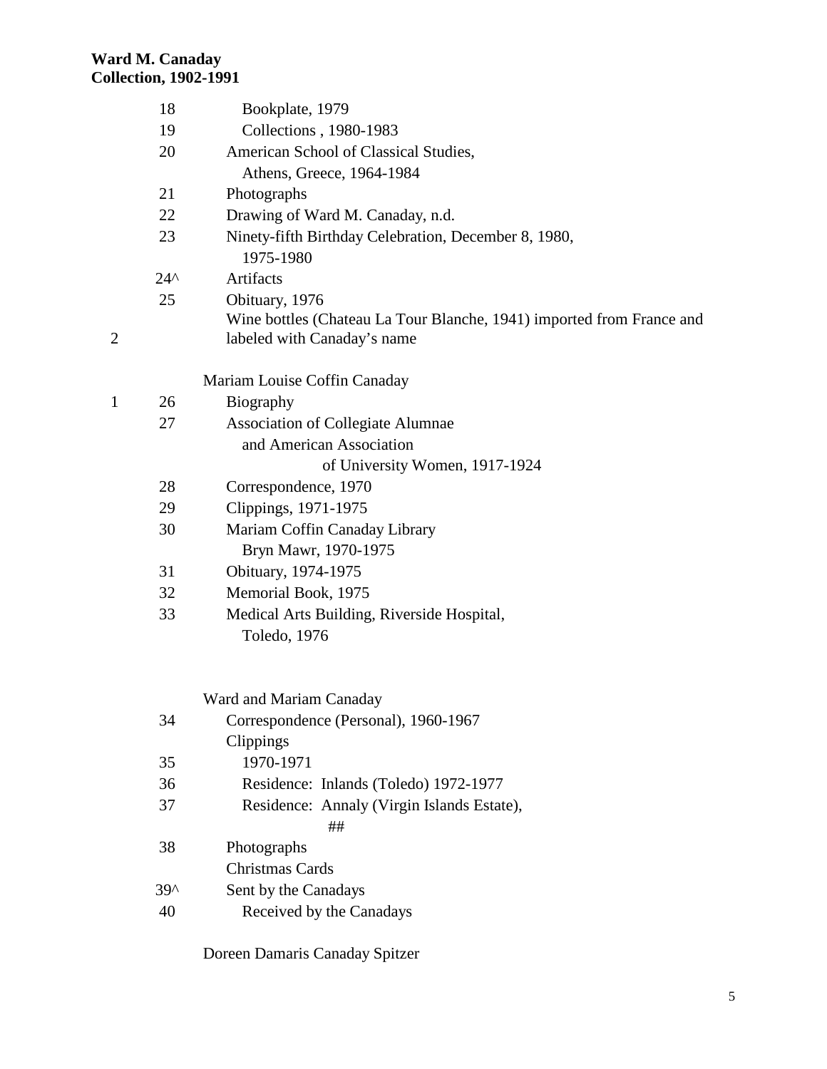**Ward M. Canaday**
**Collection, 1902-1991**

| Box | Folder | Description |
|---|---|---|
| | 18 | Bookplate, 1979 |
| | 19 | Collections , 1980-1983 |
| | 20 | American School of Classical Studies, Athens, Greece, 1964-1984 |
| | 21 | Photographs |
| | 22 | Drawing of Ward M. Canaday, n.d. |
| | 23 | Ninety-fifth Birthday Celebration, December 8, 1980, 1975-1980 |
| | 24^ | Artifacts |
| | 25 | Obituary, 1976 |
| 2 | | Wine bottles (Chateau La Tour Blanche, 1941) imported from France and labeled with Canaday's name |
| | | Mariam Louise Coffin Canaday |
| 1 | 26 | Biography |
| | 27 | Association of Collegiate Alumnae and American Association of University Women, 1917-1924 |
| | 28 | Correspondence, 1970 |
| | 29 | Clippings, 1971-1975 |
| | 30 | Mariam Coffin Canaday Library Bryn Mawr, 1970-1975 |
| | 31 | Obituary, 1974-1975 |
| | 32 | Memorial Book, 1975 |
| | 33 | Medical Arts Building, Riverside Hospital, Toledo, 1976 |
| | | Ward and Mariam Canaday |
| | 34 | Correspondence (Personal), 1960-1967 |
| | | Clippings |
| | 35 | 1970-1971 |
| | 36 | Residence: Inlands (Toledo) 1972-1977 |
| | 37 | Residence: Annaly (Virgin Islands Estate), ## |
| | 38 | Photographs |
| | | Christmas Cards |
| | 39^ | Sent by the Canadays |
| | 40 | Received by the Canadays |
| | | Doreen Damaris Canaday Spitzer |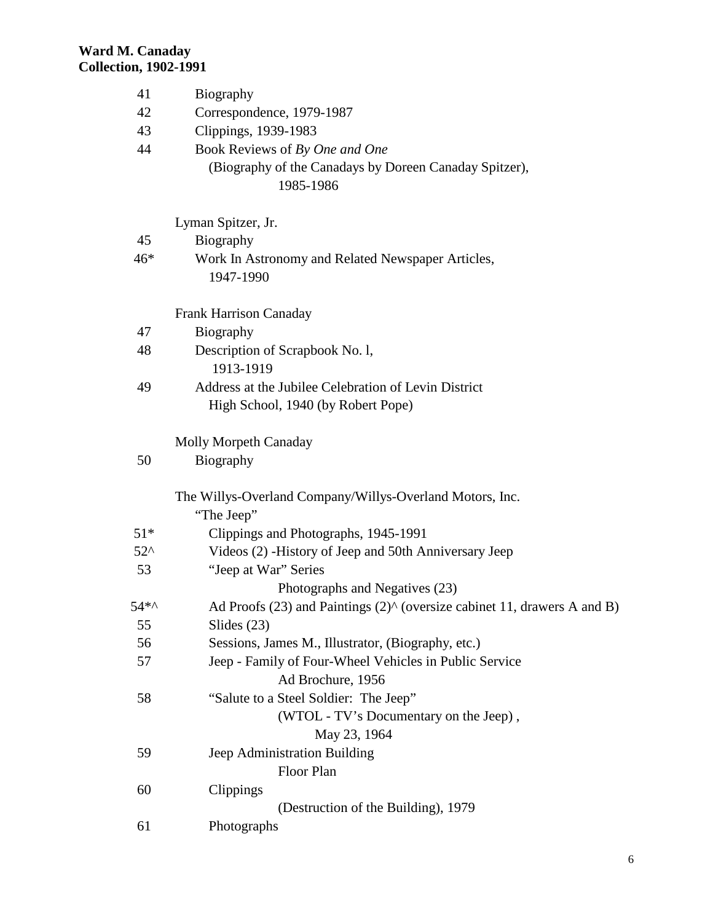**Ward M. Canaday Collection, 1902-1991**

| | |
|---|---|
| 41 | Biography |
| 42 | Correspondence, 1979-1987 |
| 43 | Clippings, 1939-1983 |
| 44 | Book Reviews of *By One and One* (Biography of the Canadays by Doreen Canaday Spitzer), 1985-1986 |
| | **Lyman Spitzer, Jr.** |
| 45 | Biography |
| 46* | Work In Astronomy and Related Newspaper Articles, 1947-1990 |
| | **Frank Harrison Canaday** |
| 47 | Biography |
| 48 | Description of Scrapbook No. l, 1913-1919 |
| 49 | Address at the Jubilee Celebration of Levin District High School, 1940 (by Robert Pope) |
| | **Molly Morpeth Canaday** |
| 50 | Biography |
| | **The Willys-Overland Company/Willys-Overland Motors, Inc.** |
| | "The Jeep" |
| 51* | Clippings and Photographs, 1945-1991 |
| 52^ | Videos (2) -History of Jeep and 50th Anniversary Jeep |
| 53 | "Jeep at War" Series — Photographs and Negatives (23) |
| 54*^ | Ad Proofs (23) and Paintings (2)^ (oversize cabinet 11, drawers A and B) |
| 55 | Slides (23) |
| 56 | Sessions, James M., Illustrator, (Biography, etc.) |
| 57 | Jeep - Family of Four-Wheel Vehicles in Public Service — Ad Brochure, 1956 |
| 58 | "Salute to a Steel Soldier: The Jeep" — (WTOL - TV's Documentary on the Jeep), May 23, 1964 |
| 59 | Jeep Administration Building — Floor Plan |
| 60 | Clippings — (Destruction of the Building), 1979 |
| 61 | Photographs |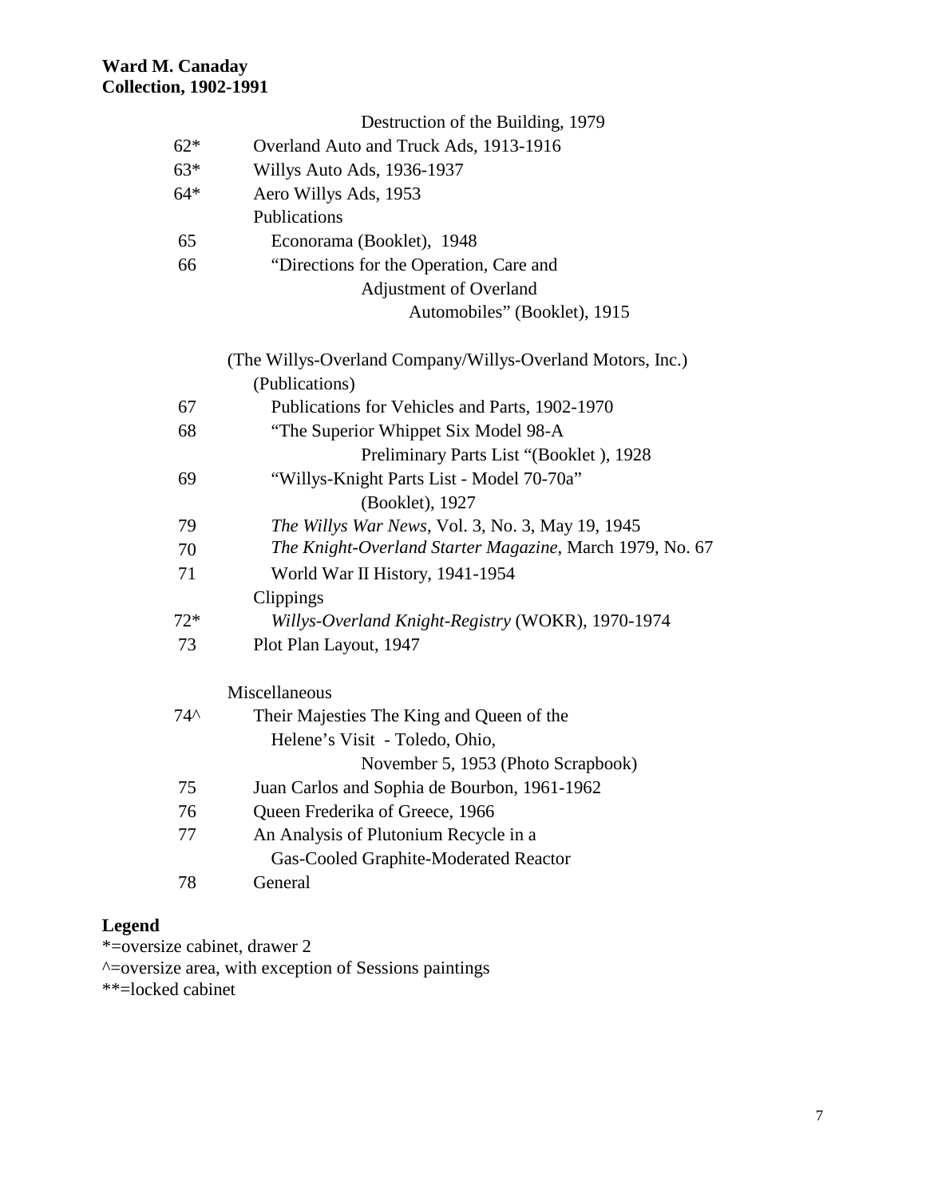Destruction of the Building, 1979

| | |
|---|---|
| 62* | Overland Auto and Truck Ads, 1913-1916 |
| 63* | Willys Auto Ads, 1936-1937 |
| 64* | Aero Willys Ads, 1953 |
| | Publications |
| 65 | Econorama (Booklet), 1948 |
| 66 | "Directions for the Operation, Care and Adjustment of Overland Automobiles" (Booklet), 1915 |

(The Willys-Overland Company/Willys-Overland Motors, Inc.)

| | |
|---|---|
| | (Publications) |
| 67 | Publications for Vehicles and Parts, 1902-1970 |
| 68 | "The Superior Whippet Six Model 98-A Preliminary Parts List "(Booklet ), 1928 |
| 69 | "Willys-Knight Parts List - Model 70-70a" (Booklet), 1927 |
| 79 | *The Willys War News*, Vol. 3, No. 3, May 19, 1945 |
| 70 | *The Knight-Overland Starter Magazine*, March 1979, No. 67 |
| 71 | World War II History, 1941-1954 |
| | Clippings |
| 72* | *Willys-Overland Knight-Registry* (WOKR), 1970-1974 |
| 73 | Plot Plan Layout, 1947 |

Miscellaneous

| | |
|---|---|
| 74^ | Their Majesties The King and Queen of the Helene's Visit - Toledo, Ohio, November 5, 1953 (Photo Scrapbook) |
| 75 | Juan Carlos and Sophia de Bourbon, 1961-1962 |
| 76 | Queen Frederika of Greece, 1966 |
| 77 | An Analysis of Plutonium Recycle in a Gas-Cooled Graphite-Moderated Reactor |
| 78 | General |

**Legend**

*=oversize cabinet, drawer 2

^=oversize area, with exception of Sessions paintings

**=locked cabinet